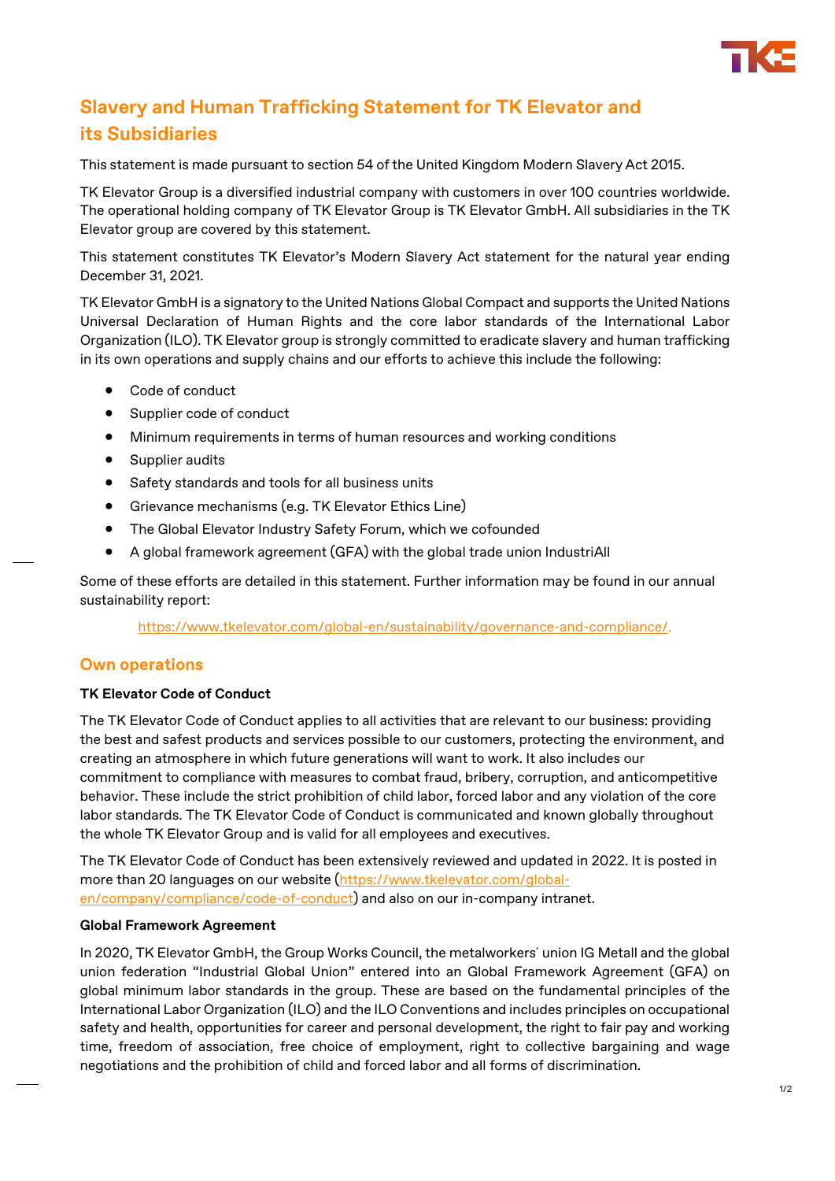# Slavery and Human Trafficking Statement for TK Elevator and its Subsidiaries

This statement is made pursuant to section 54 of the United Kingdom Modern Slavery Act 2015.

TK Elevator Group is a diversified industrial company with customers in over 100 countries worldwide. The operational holding company of TK Elevator Group is TK Elevator GmbH. All subsidiaries in the TK Elevator group are covered by this statement.

This statement constitutes TK Elevator's Modern Slavery Act statement for the natural year ending December 31, 2021.

TK Elevator GmbH is a signatory to the United Nations Global Compact and supports the United Nations Universal Declaration of Human Rights and the core labor standards of the International Labor Organization (ILO). TK Elevator group is strongly committed to eradicate slavery and human trafficking in its own operations and supply chains and our efforts to achieve this include the following:

- Code of conduct
- Supplier code of conduct
- Minimum requirements in terms of human resources and working conditions
- Supplier audits
- Safety standards and tools for all business units
- Grievance mechanisms (e.g. TK Elevator Ethics Line)
- The Global Elevator Industry Safety Forum, which we cofounded
- A global framework agreement (GFA) with the global trade union IndustriAll

Some of these efforts are detailed in this statement. Further information may be found in our annual sustainability report:

https://www.tkelevator.com/global-en/sustainability/governance-and-compliance/.

## Own operations

**TK Elevator Code of Conduct**

The TK Elevator Code of Conduct applies to all activities that are relevant to our business: providing the best and safest products and services possible to our customers, protecting the environment, and creating an atmosphere in which future generations will want to work. It also includes our commitment to compliance with measures to combat fraud, bribery, corruption, and anticompetitive behavior. These include the strict prohibition of child labor, forced labor and any violation of the core labor standards. The TK Elevator Code of Conduct is communicated and known globally throughout the whole TK Elevator Group and is valid for all employees and executives.

The TK Elevator Code of Conduct has been extensively reviewed and updated in 2022. It is posted in more than 20 languages on our website (https://www.tkelevator.com/global-en/company/compliance/code-of-conduct) and also on our in-company intranet.

**Global Framework Agreement**

In 2020, TK Elevator GmbH, the Group Works Council, the metalworkers´ union IG Metall and the global union federation "Industrial Global Union" entered into an Global Framework Agreement (GFA) on global minimum labor standards in the group. These are based on the fundamental principles of the International Labor Organization (ILO) and the ILO Conventions and includes principles on occupational safety and health, opportunities for career and personal development, the right to fair pay and working time, freedom of association, free choice of employment, right to collective bargaining and wage negotiations and the prohibition of child and forced labor and all forms of discrimination.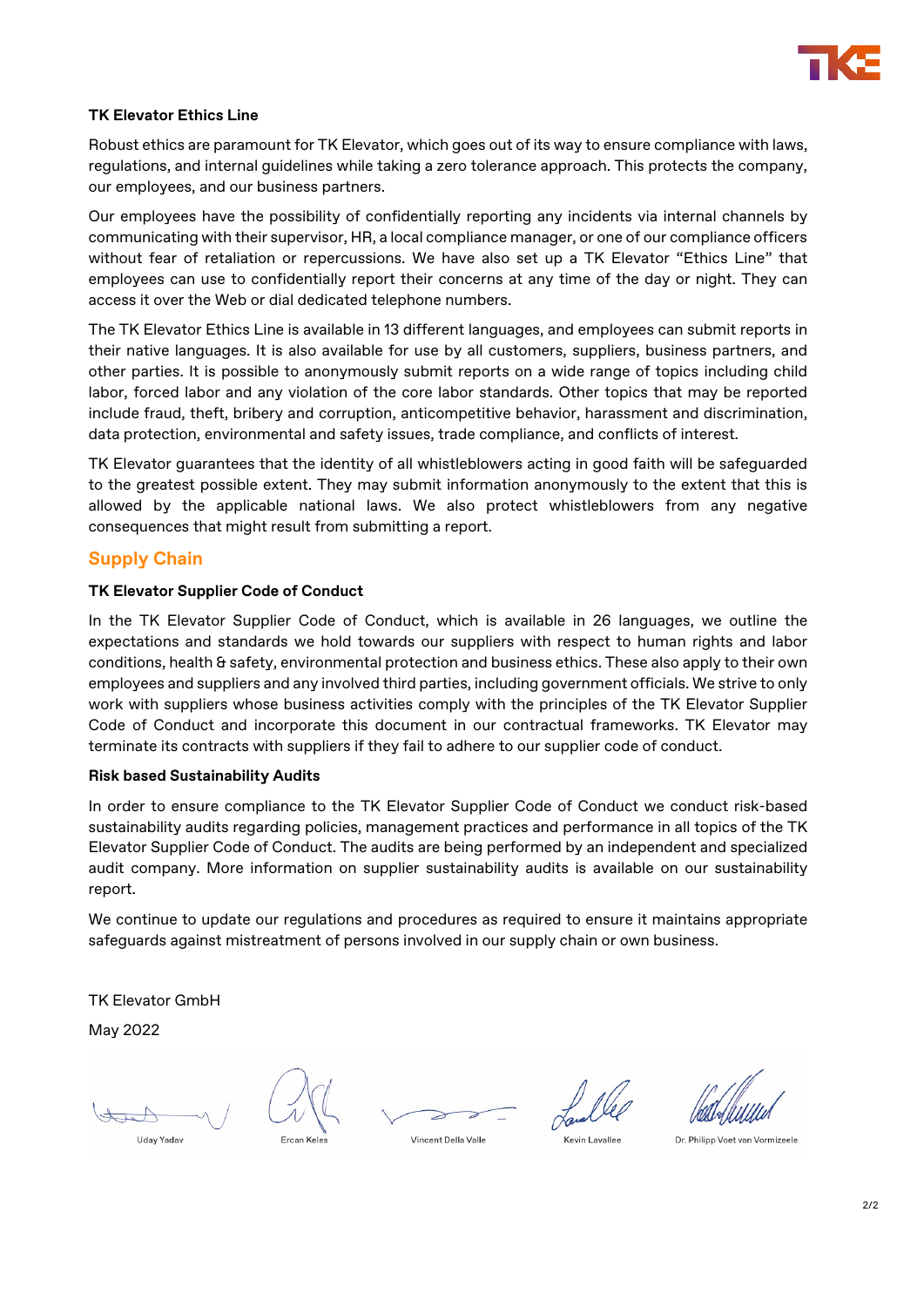**TK Elevator Ethics Line**

Robust ethics are paramount for TK Elevator, which goes out of its way to ensure compliance with laws, regulations, and internal guidelines while taking a zero tolerance approach. This protects the company, our employees, and our business partners.

Our employees have the possibility of confidentially reporting any incidents via internal channels by communicating with their supervisor, HR, a local compliance manager, or one of our compliance officers without fear of retaliation or repercussions. We have also set up a TK Elevator "Ethics Line" that employees can use to confidentially report their concerns at any time of the day or night. They can access it over the Web or dial dedicated telephone numbers.

The TK Elevator Ethics Line is available in 13 different languages, and employees can submit reports in their native languages. It is also available for use by all customers, suppliers, business partners, and other parties. It is possible to anonymously submit reports on a wide range of topics including child labor, forced labor and any violation of the core labor standards. Other topics that may be reported include fraud, theft, bribery and corruption, anticompetitive behavior, harassment and discrimination, data protection, environmental and safety issues, trade compliance, and conflicts of interest.

TK Elevator guarantees that the identity of all whistleblowers acting in good faith will be safeguarded to the greatest possible extent. They may submit information anonymously to the extent that this is allowed by the applicable national laws. We also protect whistleblowers from any negative consequences that might result from submitting a report.

## Supply Chain

**TK Elevator Supplier Code of Conduct**

In the TK Elevator Supplier Code of Conduct, which is available in 26 languages, we outline the expectations and standards we hold towards our suppliers with respect to human rights and labor conditions, health & safety, environmental protection and business ethics. These also apply to their own employees and suppliers and any involved third parties, including government officials. We strive to only work with suppliers whose business activities comply with the principles of the TK Elevator Supplier Code of Conduct and incorporate this document in our contractual frameworks. TK Elevator may terminate its contracts with suppliers if they fail to adhere to our supplier code of conduct.

**Risk based Sustainability Audits**

In order to ensure compliance to the TK Elevator Supplier Code of Conduct we conduct risk-based sustainability audits regarding policies, management practices and performance in all topics of the TK Elevator Supplier Code of Conduct. The audits are being performed by an independent and specialized audit company. More information on supplier sustainability audits is available on our sustainability report.

We continue to update our regulations and procedures as required to ensure it maintains appropriate safeguards against mistreatment of persons involved in our supply chain or own business.

TK Elevator GmbH

May 2022

Uday Yadav | Ercan Keles | Vincent Della Valle | Kevin Lavallee | Dr. Philipp Voet van Vormizeele